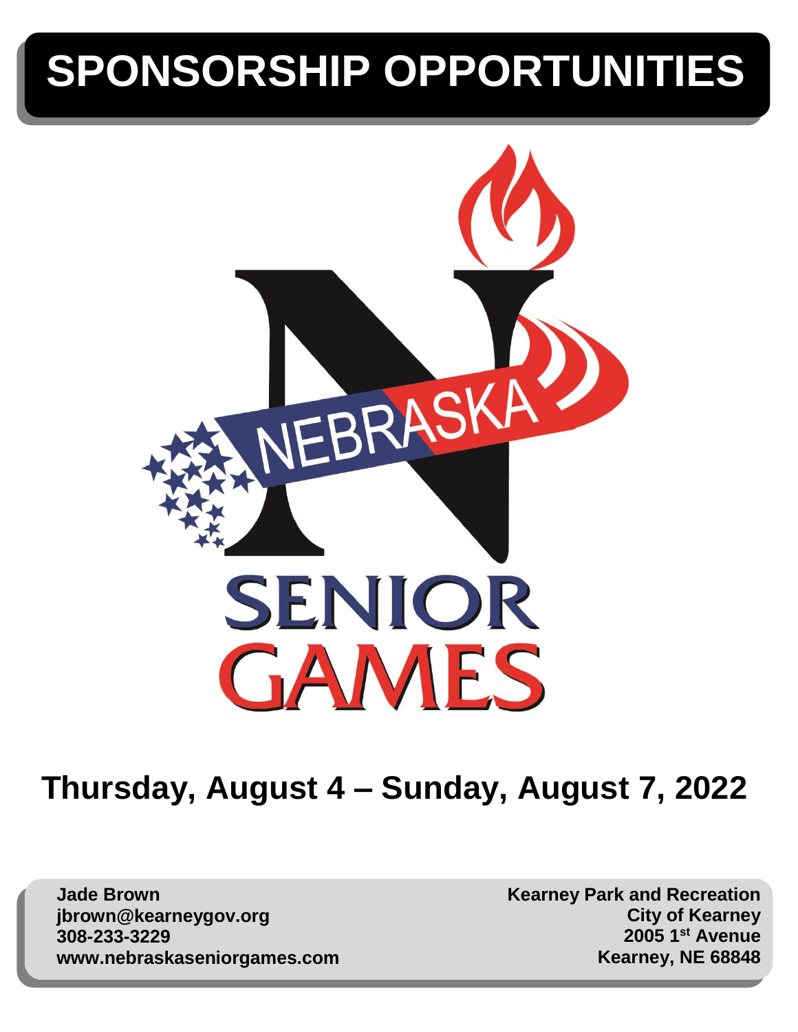# SPONSORSHIP OPPORTUNITIES

NEBRASKA

SENIOR GAMES

## Thursday, August 4 – Sunday, August 7, 2022

**Jade Brown**
**jbrown@kearneygov.org**
**308-233-3229**
**www.nebraskaseniorgames.com**

**Kearney Park and Recreation**
**City of Kearney**
**2005 1st Avenue**
**Kearney, NE 68848**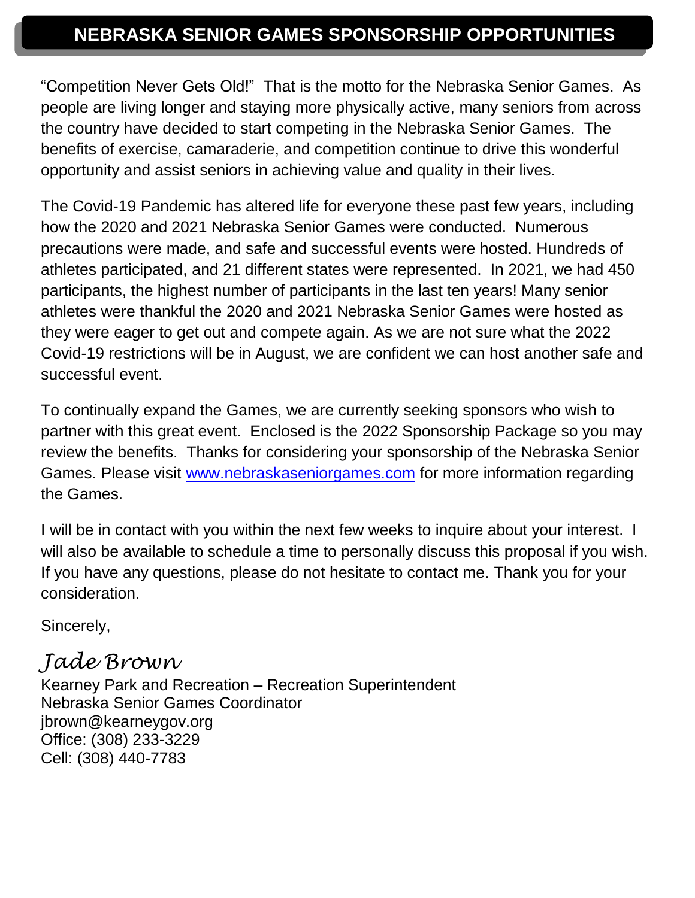# NEBRASKA SENIOR GAMES SPONSORSHIP OPPORTUNITIES

"Competition Never Gets Old!" That is the motto for the Nebraska Senior Games. As people are living longer and staying more physically active, many seniors from across the country have decided to start competing in the Nebraska Senior Games. The benefits of exercise, camaraderie, and competition continue to drive this wonderful opportunity and assist seniors in achieving value and quality in their lives.

The Covid-19 Pandemic has altered life for everyone these past few years, including how the 2020 and 2021 Nebraska Senior Games were conducted. Numerous precautions were made, and safe and successful events were hosted. Hundreds of athletes participated, and 21 different states were represented. In 2021, we had 450 participants, the highest number of participants in the last ten years! Many senior athletes were thankful the 2020 and 2021 Nebraska Senior Games were hosted as they were eager to get out and compete again. As we are not sure what the 2022 Covid-19 restrictions will be in August, we are confident we can host another safe and successful event.

To continually expand the Games, we are currently seeking sponsors who wish to partner with this great event. Enclosed is the 2022 Sponsorship Package so you may review the benefits. Thanks for considering your sponsorship of the Nebraska Senior Games. Please visit [www.nebraskaseniorgames.com](http://www.nebraskaseniorgames.com) for more information regarding the Games.

I will be in contact with you within the next few weeks to inquire about your interest. I will also be available to schedule a time to personally discuss this proposal if you wish. If you have any questions, please do not hesitate to contact me. Thank you for your consideration.

Sincerely,

*Jade Brown*

Kearney Park and Recreation – Recreation Superintendent
Nebraska Senior Games Coordinator
jbrown@kearneygov.org
Office: (308) 233-3229
Cell: (308) 440-7783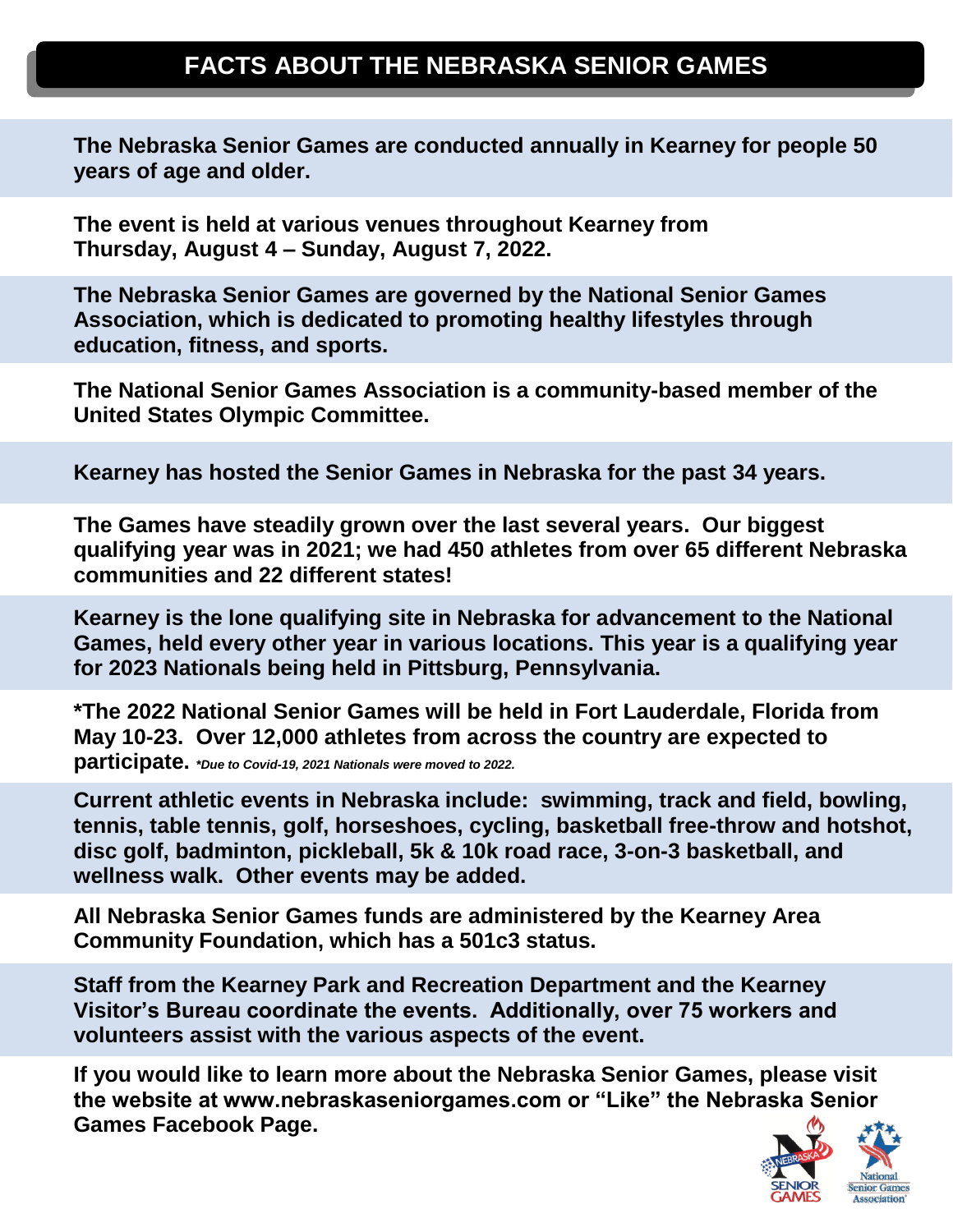# FACTS ABOUT THE NEBRASKA SENIOR GAMES

**The Nebraska Senior Games are conducted annually in Kearney for people 50 years of age and older.**

**The event is held at various venues throughout Kearney from Thursday, August 4 – Sunday, August 7, 2022.**

**The Nebraska Senior Games are governed by the National Senior Games Association, which is dedicated to promoting healthy lifestyles through education, fitness, and sports.**

**The National Senior Games Association is a community-based member of the United States Olympic Committee.**

**Kearney has hosted the Senior Games in Nebraska for the past 34 years.**

**The Games have steadily grown over the last several years. Our biggest qualifying year was in 2021; we had 450 athletes from over 65 different Nebraska communities and 22 different states!**

**Kearney is the lone qualifying site in Nebraska for advancement to the National Games, held every other year in various locations. This year is a qualifying year for 2023 Nationals being held in Pittsburg, Pennsylvania.**

**\*The 2022 National Senior Games will be held in Fort Lauderdale, Florida from May 10-23. Over 12,000 athletes from across the country are expected to participate.** ***\*Due to Covid-19, 2021 Nationals were moved to 2022.***

**Current athletic events in Nebraska include: swimming, track and field, bowling, tennis, table tennis, golf, horseshoes, cycling, basketball free-throw and hotshot, disc golf, badminton, pickleball, 5k & 10k road race, 3-on-3 basketball, and wellness walk. Other events may be added.**

**All Nebraska Senior Games funds are administered by the Kearney Area Community Foundation, which has a 501c3 status.**

**Staff from the Kearney Park and Recreation Department and the Kearney Visitor's Bureau coordinate the events. Additionally, over 75 workers and volunteers assist with the various aspects of the event.**

**If you would like to learn more about the Nebraska Senior Games, please visit the website at www.nebraskaseniorgames.com or "Like" the Nebraska Senior Games Facebook Page.**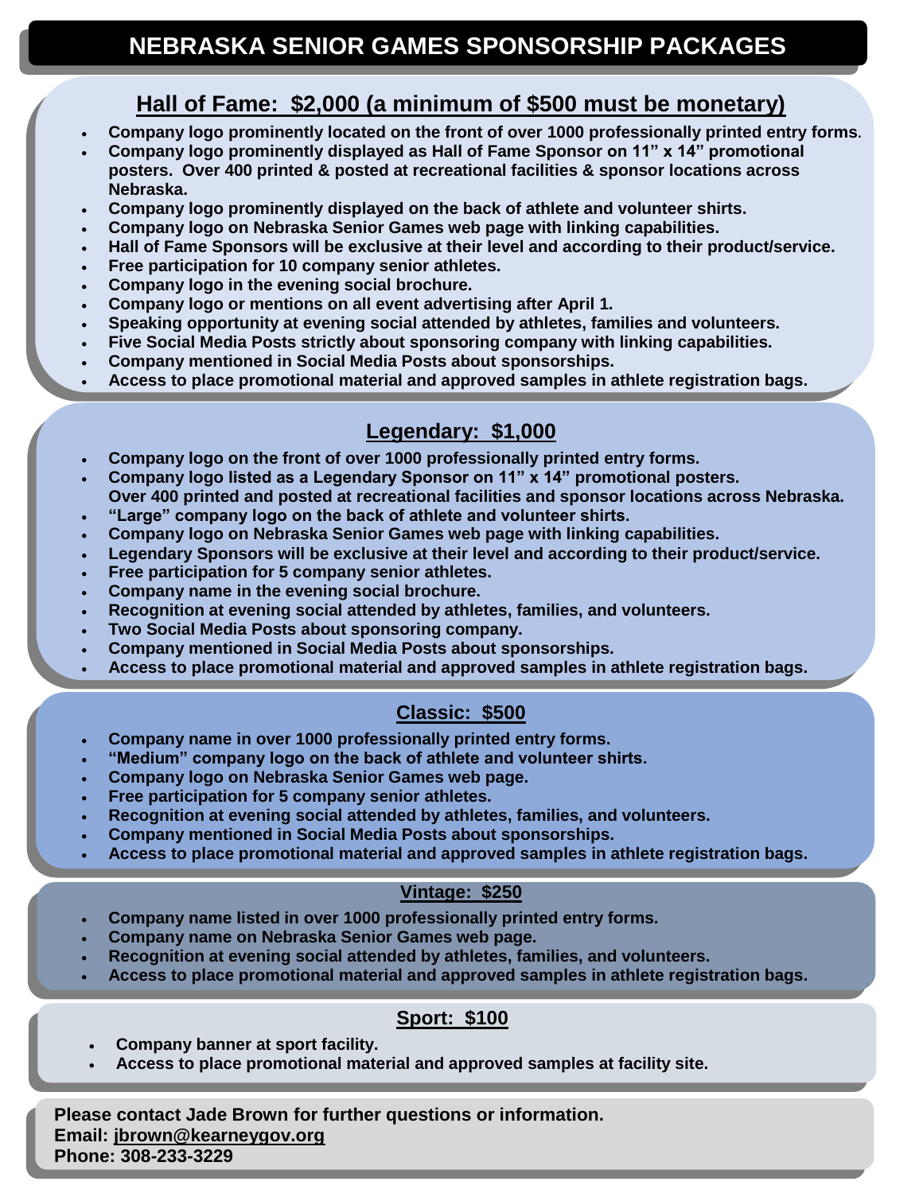# NEBRASKA SENIOR GAMES SPONSORSHIP PACKAGES

## Hall of Fame: $2,000 (a minimum of $500 must be monetary)

- **Company logo prominently located on the front of over 1000 professionally printed entry forms.**
- **Company logo prominently displayed as Hall of Fame Sponsor on 11" x 14" promotional posters. Over 400 printed & posted at recreational facilities & sponsor locations across Nebraska.**
- **Company logo prominently displayed on the back of athlete and volunteer shirts.**
- **Company logo on Nebraska Senior Games web page with linking capabilities.**
- **Hall of Fame Sponsors will be exclusive at their level and according to their product/service.**
- **Free participation for 10 company senior athletes.**
- **Company logo in the evening social brochure.**
- **Company logo or mentions on all event advertising after April 1.**
- **Speaking opportunity at evening social attended by athletes, families and volunteers.**
- **Five Social Media Posts strictly about sponsoring company with linking capabilities.**
- **Company mentioned in Social Media Posts about sponsorships.**
- **Access to place promotional material and approved samples in athlete registration bags.**

## Legendary: $1,000

- **Company logo on the front of over 1000 professionally printed entry forms.**
- **Company logo listed as a Legendary Sponsor on 11" x 14" promotional posters. Over 400 printed and posted at recreational facilities and sponsor locations across Nebraska.**
- **"Large" company logo on the back of athlete and volunteer shirts.**
- **Company logo on Nebraska Senior Games web page with linking capabilities.**
- **Legendary Sponsors will be exclusive at their level and according to their product/service.**
- **Free participation for 5 company senior athletes.**
- **Company name in the evening social brochure.**
- **Recognition at evening social attended by athletes, families, and volunteers.**
- **Two Social Media Posts about sponsoring company.**
- **Company mentioned in Social Media Posts about sponsorships.**
- **Access to place promotional material and approved samples in athlete registration bags.**

## Classic: $500

- **Company name in over 1000 professionally printed entry forms.**
- **"Medium" company logo on the back of athlete and volunteer shirts.**
- **Company logo on Nebraska Senior Games web page.**
- **Free participation for 5 company senior athletes.**
- **Recognition at evening social attended by athletes, families, and volunteers.**
- **Company mentioned in Social Media Posts about sponsorships.**
- **Access to place promotional material and approved samples in athlete registration bags.**

## Vintage: $250

- **Company name listed in over 1000 professionally printed entry forms.**
- **Company name on Nebraska Senior Games web page.**
- **Recognition at evening social attended by athletes, families, and volunteers.**
- **Access to place promotional material and approved samples in athlete registration bags.**

## Sport: $100

- **Company banner at sport facility.**
- **Access to place promotional material and approved samples at facility site.**

**Please contact Jade Brown for further questions or information.**
**Email: jbrown@kearneygov.org**
**Phone: 308-233-3229**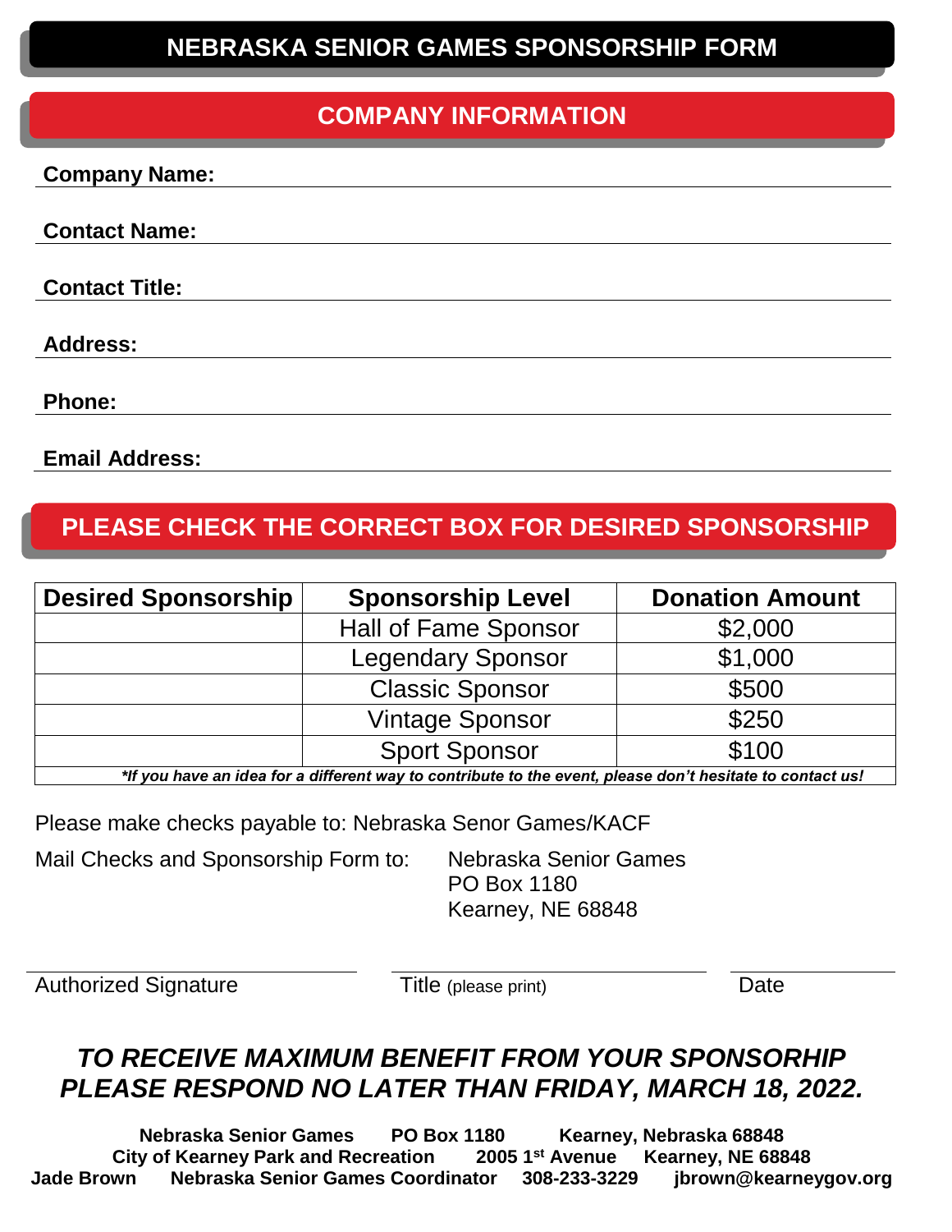# NEBRASKA SENIOR GAMES SPONSORSHIP FORM

## COMPANY INFORMATION

**Company Name:**

**Contact Name:**

**Contact Title:**

**Address:**

**Phone:**

**Email Address:**

## PLEASE CHECK THE CORRECT BOX FOR DESIRED SPONSORSHIP

| Desired Sponsorship | Sponsorship Level | Donation Amount |
|---|---|---|
| | Hall of Fame Sponsor | $2,000 |
| | Legendary Sponsor | $1,000 |
| | Classic Sponsor | $500 |
| | Vintage Sponsor | $250 |
| | Sport Sponsor | $100 |

***If you have an idea for a different way to contribute to the event, please don't hesitate to contact us!***

Please make checks payable to: Nebraska Senor Games/KACF

Mail Checks and Sponsorship Form to:

Nebraska Senior Games
PO Box 1180
Kearney, NE 68848

Authorized Signature | Title (please print) | Date

***TO RECEIVE MAXIMUM BENEFIT FROM YOUR SPONSORHIP PLEASE RESPOND NO LATER THAN FRIDAY, MARCH 18, 2022.***

**Nebraska Senior Games PO Box 1180 Kearney, Nebraska 68848**
**City of Kearney Park and Recreation 2005 1st Avenue Kearney, NE 68848**
**Jade Brown Nebraska Senior Games Coordinator 308-233-3229 jbrown@kearneygov.org**